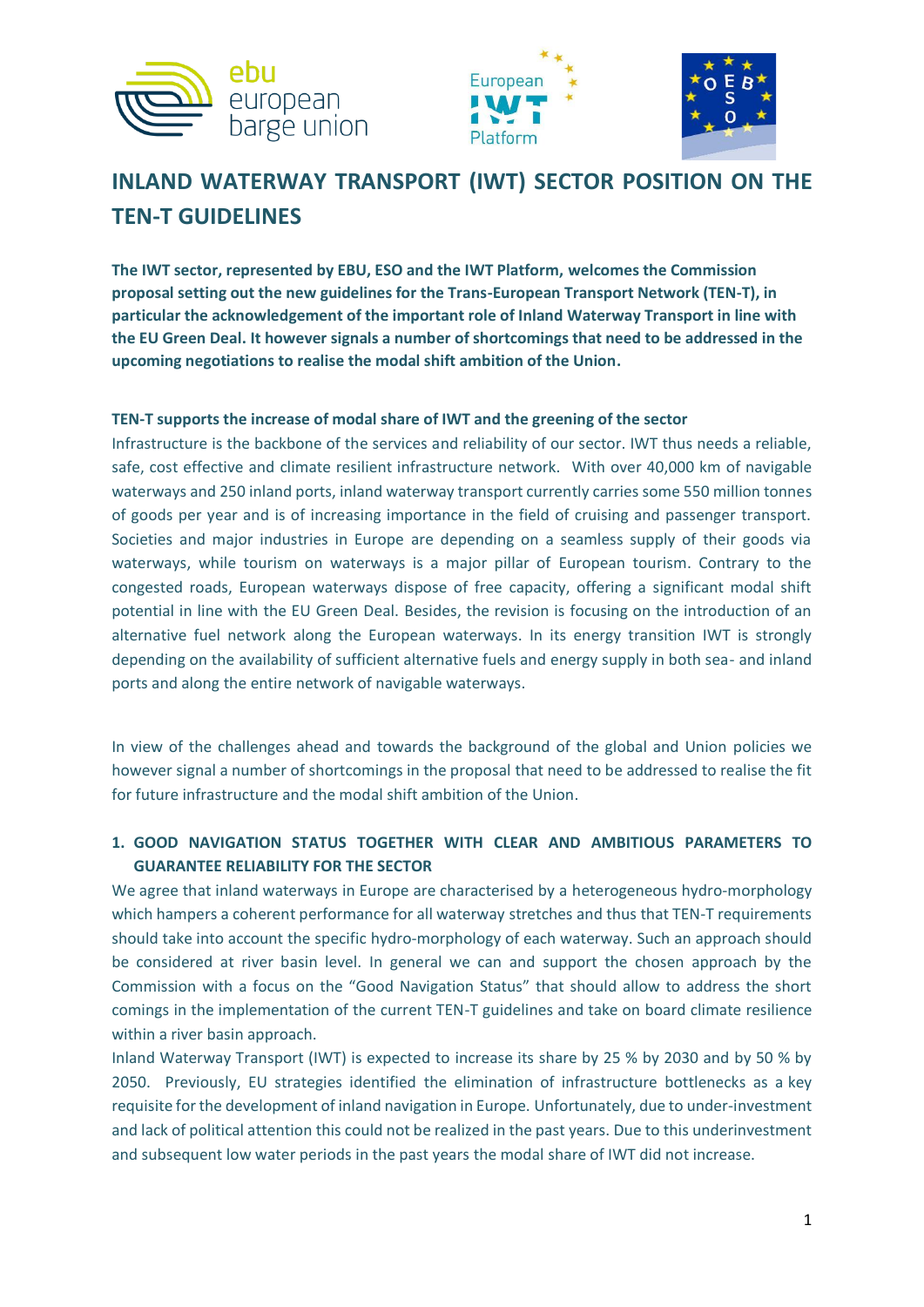# INLAND WATERWAY TRANSPORT (IWT) SECTOR POSITION ON THE TEN-T GUIDELINES

**The IWT sector, represented by EBU, ESO and the IWT Platform, welcomes the Commission proposal setting out the new guidelines for the Trans-European Transport Network (TEN-T), in particular the acknowledgement of the important role of Inland Waterway Transport in line with the EU Green Deal. It however signals a number of shortcomings that need to be addressed in the upcoming negotiations to realise the modal shift ambition of the Union.**

**TEN-T supports the increase of modal share of IWT and the greening of the sector**

Infrastructure is the backbone of the services and reliability of our sector. IWT thus needs a reliable, safe, cost effective and climate resilient infrastructure network. With over 40,000 km of navigable waterways and 250 inland ports, inland waterway transport currently carries some 550 million tonnes of goods per year and is of increasing importance in the field of cruising and passenger transport. Societies and major industries in Europe are depending on a seamless supply of their goods via waterways, while tourism on waterways is a major pillar of European tourism. Contrary to the congested roads, European waterways dispose of free capacity, offering a significant modal shift potential in line with the EU Green Deal. Besides, the revision is focusing on the introduction of an alternative fuel network along the European waterways. In its energy transition IWT is strongly depending on the availability of sufficient alternative fuels and energy supply in both sea- and inland ports and along the entire network of navigable waterways.

In view of the challenges ahead and towards the background of the global and Union policies we however signal a number of shortcomings in the proposal that need to be addressed to realise the fit for future infrastructure and the modal shift ambition of the Union.

## 1. GOOD NAVIGATION STATUS TOGETHER WITH CLEAR AND AMBITIOUS PARAMETERS TO GUARANTEE RELIABILITY FOR THE SECTOR

We agree that inland waterways in Europe are characterised by a heterogeneous hydro-morphology which hampers a coherent performance for all waterway stretches and thus that TEN-T requirements should take into account the specific hydro-morphology of each waterway. Such an approach should be considered at river basin level. In general we can and support the chosen approach by the Commission with a focus on the "Good Navigation Status" that should allow to address the short comings in the implementation of the current TEN-T guidelines and take on board climate resilience within a river basin approach.

Inland Waterway Transport (IWT) is expected to increase its share by 25 % by 2030 and by 50 % by 2050. Previously, EU strategies identified the elimination of infrastructure bottlenecks as a key requisite for the development of inland navigation in Europe. Unfortunately, due to under-investment and lack of political attention this could not be realized in the past years. Due to this underinvestment and subsequent low water periods in the past years the modal share of IWT did not increase.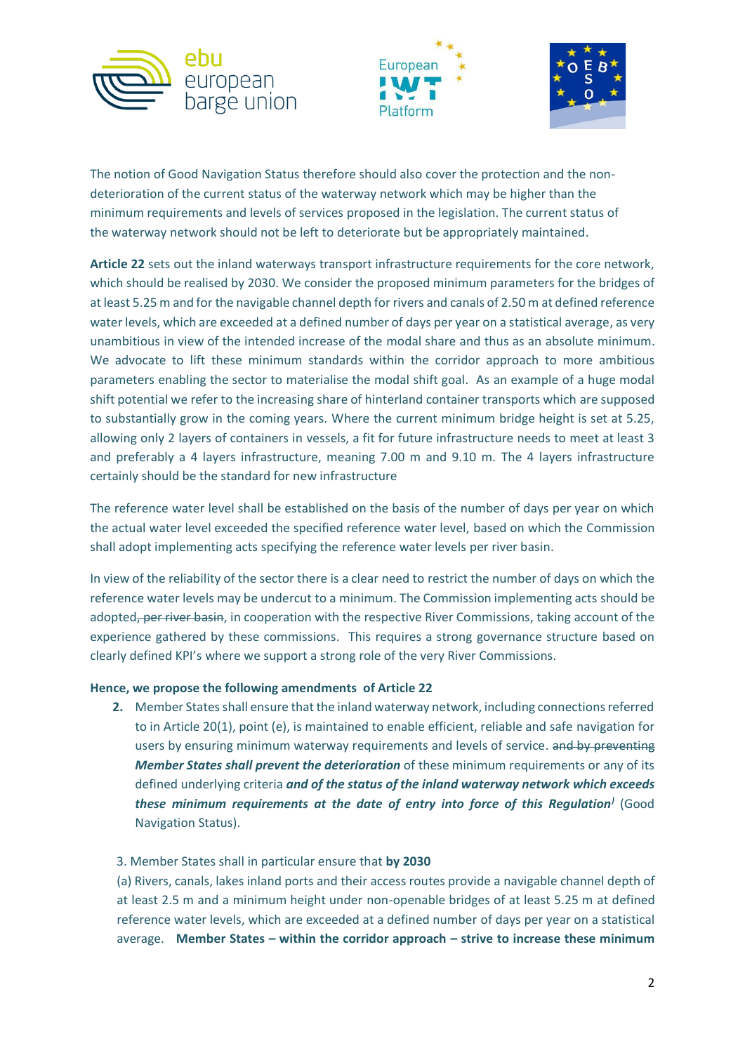The notion of Good Navigation Status therefore should also cover the protection and the non-deterioration of the current status of the waterway network which may be higher than the minimum requirements and levels of services proposed in the legislation. The current status of the waterway network should not be left to deteriorate but be appropriately maintained.

**Article 22** sets out the inland waterways transport infrastructure requirements for the core network, which should be realised by 2030. We consider the proposed minimum parameters for the bridges of at least 5.25 m and for the navigable channel depth for rivers and canals of 2.50 m at defined reference water levels, which are exceeded at a defined number of days per year on a statistical average, as very unambitious in view of the intended increase of the modal share and thus as an absolute minimum. We advocate to lift these minimum standards within the corridor approach to more ambitious parameters enabling the sector to materialise the modal shift goal. As an example of a huge modal shift potential we refer to the increasing share of hinterland container transports which are supposed to substantially grow in the coming years. Where the current minimum bridge height is set at 5.25, allowing only 2 layers of containers in vessels, a fit for future infrastructure needs to meet at least 3 and preferably a 4 layers infrastructure, meaning 7.00 m and 9.10 m. The 4 layers infrastructure certainly should be the standard for new infrastructure

The reference water level shall be established on the basis of the number of days per year on which the actual water level exceeded the specified reference water level, based on which the Commission shall adopt implementing acts specifying the reference water levels per river basin.

In view of the reliability of the sector there is a clear need to restrict the number of days on which the reference water levels may be undercut to a minimum. The Commission implementing acts should be adopted~~, per river basin~~, in cooperation with the respective River Commissions, taking account of the experience gathered by these commissions. This requires a strong governance structure based on clearly defined KPI's where we support a strong role of the very River Commissions.

**Hence, we propose the following amendments of Article 22**

2. Member States shall ensure that the inland waterway network, including connections referred to in Article 20(1), point (e), is maintained to enable efficient, reliable and safe navigation for users by ensuring minimum waterway requirements and levels of service. ~~and by preventing~~ ***Member States shall prevent the deterioration*** of these minimum requirements or any of its defined underlying criteria ***and of the status of the inland waterway network which exceeds these minimum requirements at the date of entry into force of this Regulation)*** (Good Navigation Status).

3. Member States shall in particular ensure that **by 2030**

(a) Rivers, canals, lakes inland ports and their access routes provide a navigable channel depth of at least 2.5 m and a minimum height under non-openable bridges of at least 5.25 m at defined reference water levels, which are exceeded at a defined number of days per year on a statistical average. **Member States – within the corridor approach – strive to increase these minimum**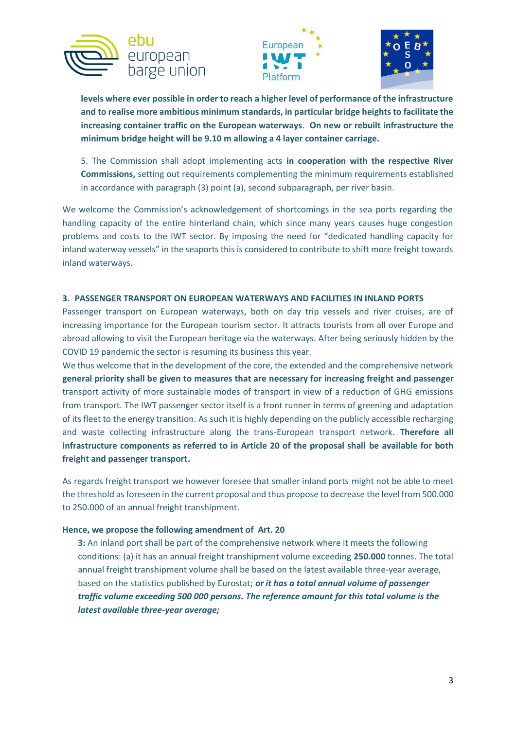**levels where ever possible in order to reach a higher level of performance of the infrastructure and to realise more ambitious minimum standards, in particular bridge heights to facilitate the increasing container traffic on the European waterways**. **On new or rebuilt infrastructure the minimum bridge height will be 9.10 m allowing a 4 layer container carriage.**

5. The Commission shall adopt implementing acts **in cooperation with the respective River Commissions,** setting out requirements complementing the minimum requirements established in accordance with paragraph (3) point (a), second subparagraph, per river basin.

We welcome the Commission's acknowledgement of shortcomings in the sea ports regarding the handling capacity of the entire hinterland chain, which since many years causes huge congestion problems and costs to the IWT sector. By imposing the need for "dedicated handling capacity for inland waterway vessels" in the seaports this is considered to contribute to shift more freight towards inland waterways.

## 3. PASSENGER TRANSPORT ON EUROPEAN WATERWAYS AND FACILITIES IN INLAND PORTS

Passenger transport on European waterways, both on day trip vessels and river cruises, are of increasing importance for the European tourism sector. It attracts tourists from all over Europe and abroad allowing to visit the European heritage via the waterways. After being seriously hidden by the COVID 19 pandemic the sector is resuming its business this year.

We thus welcome that in the development of the core, the extended and the comprehensive network **general priority shall be given to measures that are necessary for increasing freight and passenger** transport activity of more sustainable modes of transport in view of a reduction of GHG emissions from transport. The IWT passenger sector itself is a front runner in terms of greening and adaptation of its fleet to the energy transition. As such it is highly depending on the publicly accessible recharging and waste collecting infrastructure along the trans-European transport network. **Therefore all infrastructure components as referred to in Article 20 of the proposal shall be available for both freight and passenger transport.**

As regards freight transport we however foresee that smaller inland ports might not be able to meet the threshold as foreseen in the current proposal and thus propose to decrease the level from 500.000 to 250.000 of an annual freight transhipment.

**Hence, we propose the following amendment of Art. 20**

**3:** An inland port shall be part of the comprehensive network where it meets the following conditions: (a) it has an annual freight transhipment volume exceeding **250.000** tonnes. The total annual freight transhipment volume shall be based on the latest available three-year average, based on the statistics published by Eurostat; ***or it has a total annual volume of passenger traffic volume exceeding 500 000 persons. The reference amount for this total volume is the latest available three-year average;***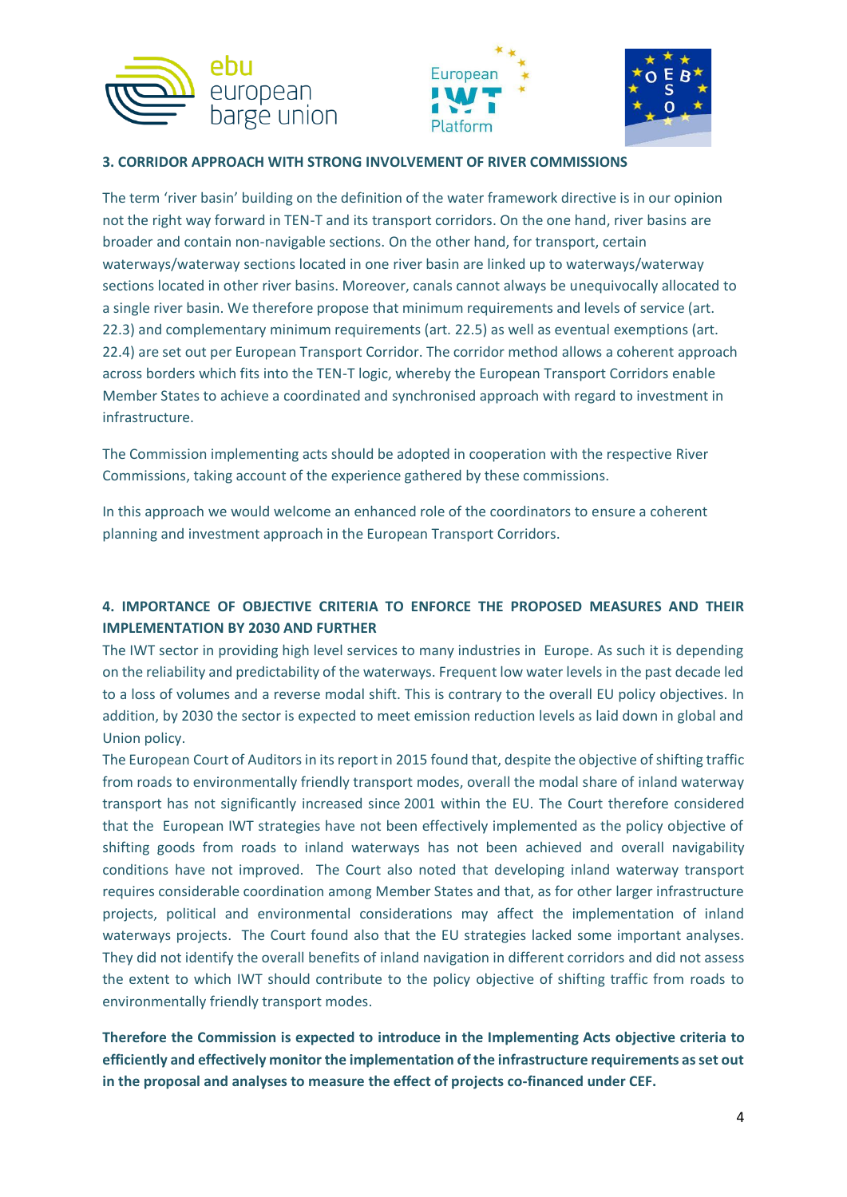### 3. CORRIDOR APPROACH WITH STRONG INVOLVEMENT OF RIVER COMMISSIONS

The term 'river basin' building on the definition of the water framework directive is in our opinion not the right way forward in TEN-T and its transport corridors. On the one hand, river basins are broader and contain non-navigable sections. On the other hand, for transport, certain waterways/waterway sections located in one river basin are linked up to waterways/waterway sections located in other river basins. Moreover, canals cannot always be unequivocally allocated to a single river basin. We therefore propose that minimum requirements and levels of service (art. 22.3) and complementary minimum requirements (art. 22.5) as well as eventual exemptions (art. 22.4) are set out per European Transport Corridor. The corridor method allows a coherent approach across borders which fits into the TEN-T logic, whereby the European Transport Corridors enable Member States to achieve a coordinated and synchronised approach with regard to investment in infrastructure.

The Commission implementing acts should be adopted in cooperation with the respective River Commissions, taking account of the experience gathered by these commissions.

In this approach we would welcome an enhanced role of the coordinators to ensure a coherent planning and investment approach in the European Transport Corridors.

### 4. IMPORTANCE OF OBJECTIVE CRITERIA TO ENFORCE THE PROPOSED MEASURES AND THEIR IMPLEMENTATION BY 2030 AND FURTHER

The IWT sector in providing high level services to many industries in Europe. As such it is depending on the reliability and predictability of the waterways. Frequent low water levels in the past decade led to a loss of volumes and a reverse modal shift. This is contrary to the overall EU policy objectives. In addition, by 2030 the sector is expected to meet emission reduction levels as laid down in global and Union policy.

The European Court of Auditors in its report in 2015 found that, despite the objective of shifting traffic from roads to environmentally friendly transport modes, overall the modal share of inland waterway transport has not significantly increased since 2001 within the EU. The Court therefore considered that the European IWT strategies have not been effectively implemented as the policy objective of shifting goods from roads to inland waterways has not been achieved and overall navigability conditions have not improved. The Court also noted that developing inland waterway transport requires considerable coordination among Member States and that, as for other larger infrastructure projects, political and environmental considerations may affect the implementation of inland waterways projects. The Court found also that the EU strategies lacked some important analyses. They did not identify the overall benefits of inland navigation in different corridors and did not assess the extent to which IWT should contribute to the policy objective of shifting traffic from roads to environmentally friendly transport modes.

**Therefore the Commission is expected to introduce in the Implementing Acts objective criteria to efficiently and effectively monitor the implementation of the infrastructure requirements as set out in the proposal and analyses to measure the effect of projects co-financed under CEF.**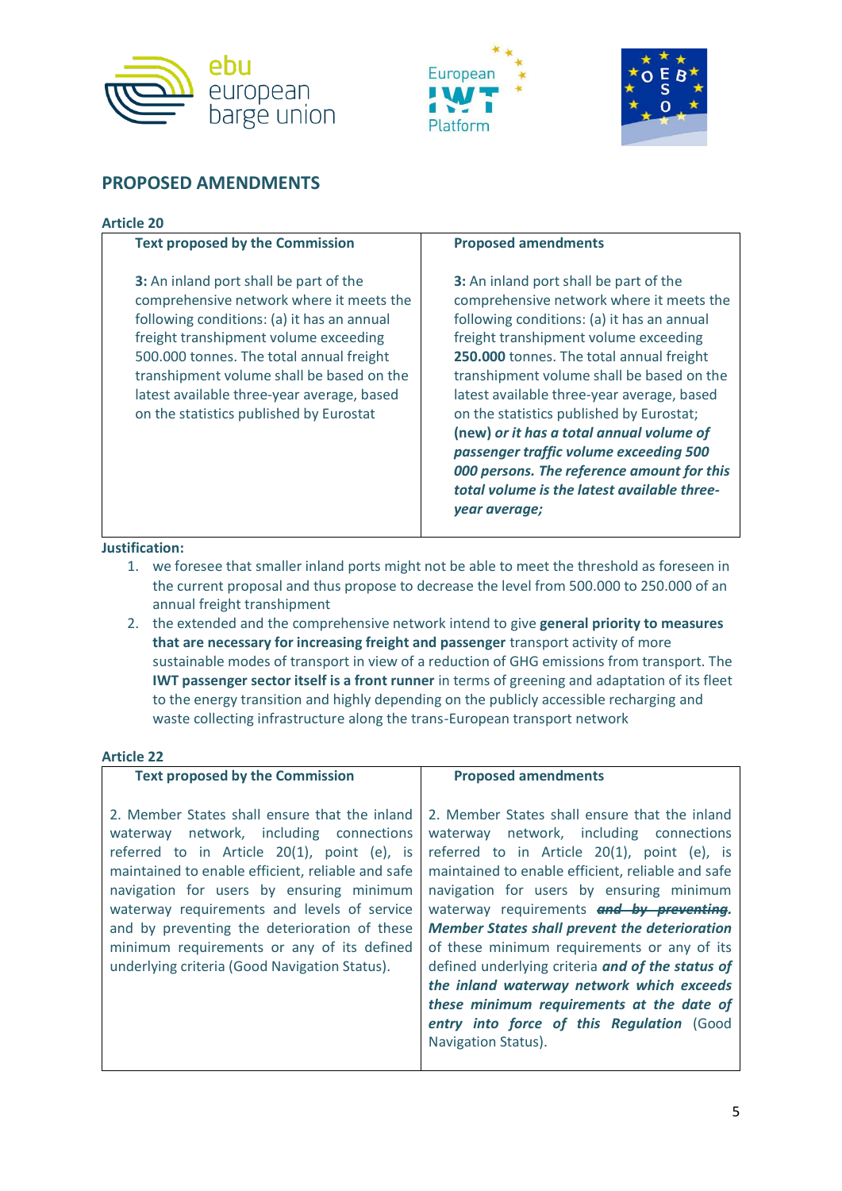## PROPOSED AMENDMENTS

### Article 20

| Text proposed by the Commission | Proposed amendments |
|---|---|
| **3:** An inland port shall be part of the comprehensive network where it meets the following conditions: (a) it has an annual freight transhipment volume exceeding 500.000 tonnes. The total annual freight transhipment volume shall be based on the latest available three-year average, based on the statistics published by Eurostat | **3:** An inland port shall be part of the comprehensive network where it meets the following conditions: (a) it has an annual freight transhipment volume exceeding **250.000** tonnes. The total annual freight transhipment volume shall be based on the latest available three-year average, based on the statistics published by Eurostat; **(new)** ***or it has a total annual volume of passenger traffic volume exceeding 500 000 persons. The reference amount for this total volume is the latest available three-year average;*** |

**Justification:**

1. we foresee that smaller inland ports might not be able to meet the threshold as foreseen in the current proposal and thus propose to decrease the level from 500.000 to 250.000 of an annual freight transhipment
2. the extended and the comprehensive network intend to give **general priority to measures that are necessary for increasing freight and passenger** transport activity of more sustainable modes of transport in view of a reduction of GHG emissions from transport. The **IWT passenger sector itself is a front runner** in terms of greening and adaptation of its fleet to the energy transition and highly depending on the publicly accessible recharging and waste collecting infrastructure along the trans-European transport network

### Article 22

| Text proposed by the Commission | Proposed amendments |
|---|---|
| 2. Member States shall ensure that the inland waterway network, including connections referred to in Article 20(1), point (e), is maintained to enable efficient, reliable and safe navigation for users by ensuring minimum waterway requirements and levels of service and by preventing the deterioration of these minimum requirements or any of its defined underlying criteria (Good Navigation Status). | 2. Member States shall ensure that the inland waterway network, including connections referred to in Article 20(1), point (e), is maintained to enable efficient, reliable and safe navigation for users by ensuring minimum waterway requirements ~~***and by preventing***~~***. Member States shall prevent the deterioration*** of these minimum requirements or any of its defined underlying criteria ***and of the status of the inland waterway network which exceeds these minimum requirements at the date of entry into force of this Regulation*** (Good Navigation Status). |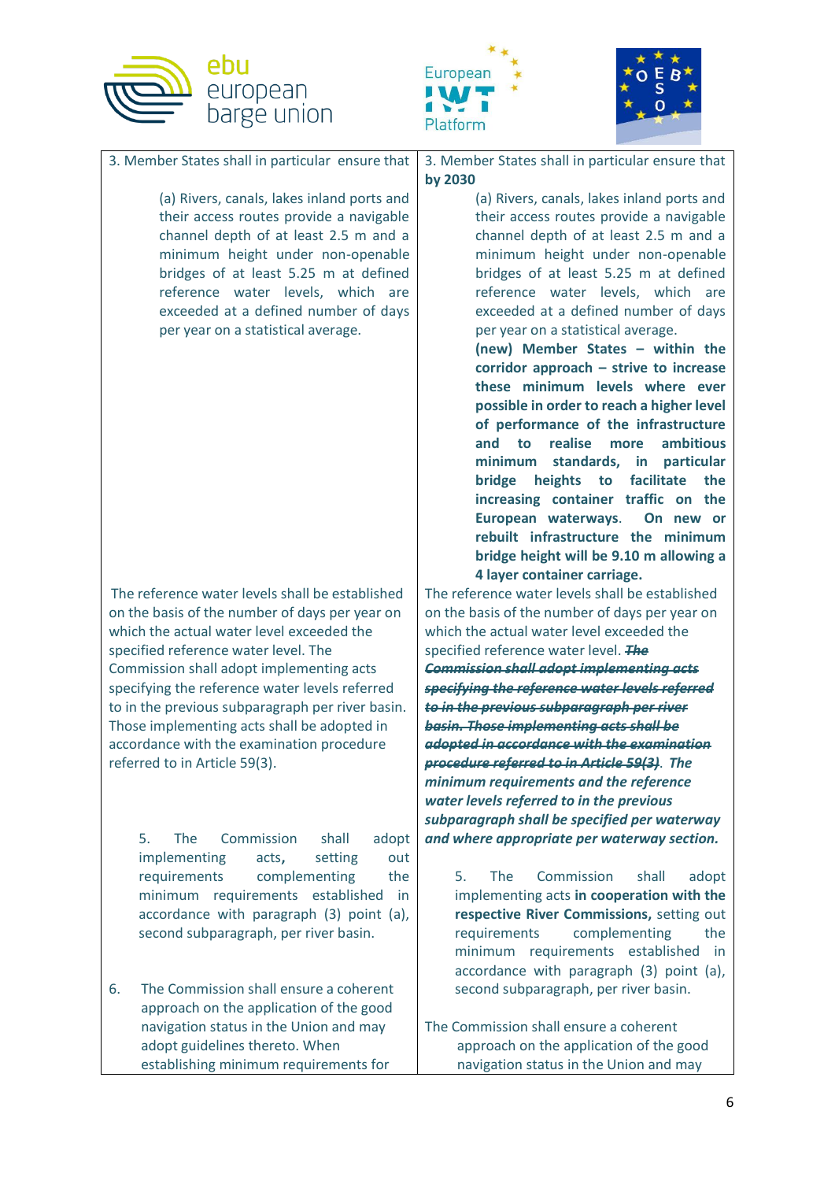| | |
|---|---|
| 3. Member States shall in particular ensure that<br><br>(a) Rivers, canals, lakes inland ports and their access routes provide a navigable channel depth of at least 2.5 m and a minimum height under non-openable bridges of at least 5.25 m at defined reference water levels, which are exceeded at a defined number of days per year on a statistical average. | 3. Member States shall in particular ensure that **by 2030**<br><br>(a) Rivers, canals, lakes inland ports and their access routes provide a navigable channel depth of at least 2.5 m and a minimum height under non-openable bridges of at least 5.25 m at defined reference water levels, which are exceeded at a defined number of days per year on a statistical average.<br>**(new) Member States – within the corridor approach – strive to increase these minimum levels where ever possible in order to reach a higher level of performance of the infrastructure and to realise more ambitious minimum standards, in particular bridge heights to facilitate the increasing container traffic on the European waterways.** **On new or rebuilt infrastructure the minimum bridge height will be 9.10 m allowing a 4 layer container carriage.** |
| The reference water levels shall be established on the basis of the number of days per year on which the actual water level exceeded the specified reference water level. The Commission shall adopt implementing acts specifying the reference water levels referred to in the previous subparagraph per river basin. Those implementing acts shall be adopted in accordance with the examination procedure referred to in Article 59(3). | The reference water levels shall be established on the basis of the number of days per year on which the actual water level exceeded the specified reference water level. ~~***The Commission shall adopt implementing acts specifying the reference water levels referred to in the previous subparagraph per river basin. Those implementing acts shall be adopted in accordance with the examination procedure referred to in Article 59(3)***~~. ***The minimum requirements and the reference water levels referred to in the previous subparagraph shall be specified per waterway and where appropriate per waterway section.*** |
| 5. The Commission shall adopt implementing acts, setting out requirements complementing the minimum requirements established in accordance with paragraph (3) point (a), second subparagraph, per river basin. | 5. The Commission shall adopt implementing acts **in cooperation with the respective River Commissions,** setting out requirements complementing the minimum requirements established in accordance with paragraph (3) point (a), second subparagraph, per river basin. |
| 6. The Commission shall ensure a coherent approach on the application of the good navigation status in the Union and may adopt guidelines thereto. When establishing minimum requirements for | The Commission shall ensure a coherent approach on the application of the good navigation status in the Union and may |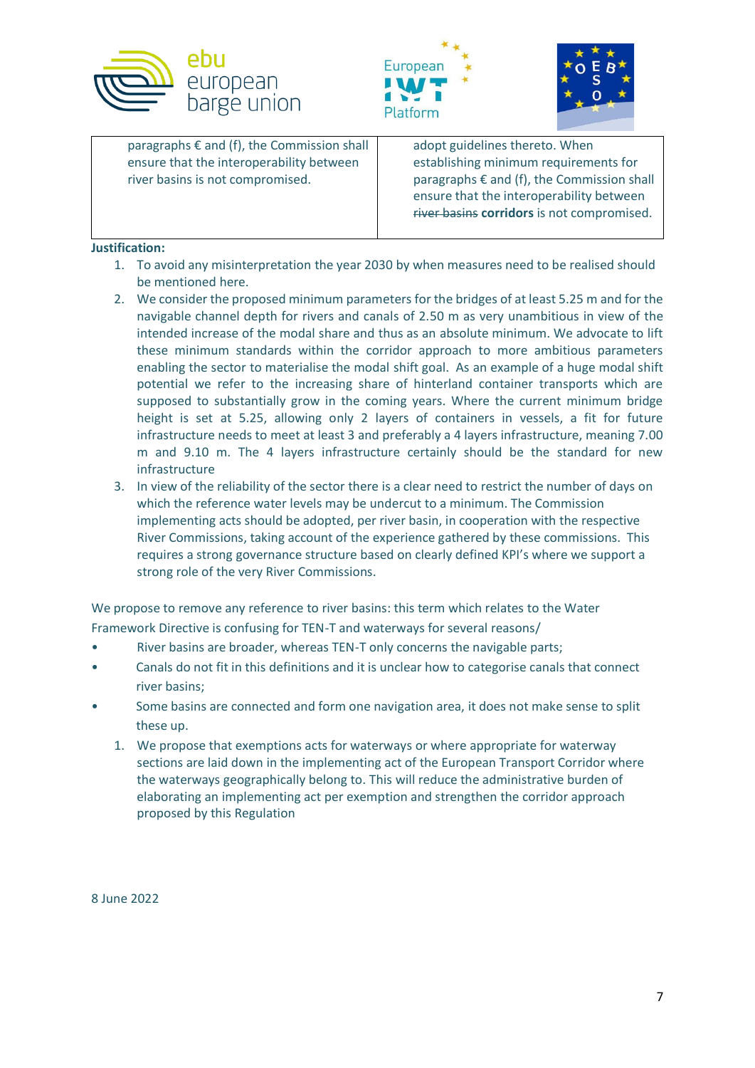| paragraphs € and (f), the Commission shall ensure that the interoperability between river basins is not compromised. | adopt guidelines thereto. When establishing minimum requirements for paragraphs € and (f), the Commission shall ensure that the interoperability between ~~river basins~~ **corridors** is not compromised. |
|---|---|

**Justification:**

1. To avoid any misinterpretation the year 2030 by when measures need to be realised should be mentioned here.
2. We consider the proposed minimum parameters for the bridges of at least 5.25 m and for the navigable channel depth for rivers and canals of 2.50 m as very unambitious in view of the intended increase of the modal share and thus as an absolute minimum. We advocate to lift these minimum standards within the corridor approach to more ambitious parameters enabling the sector to materialise the modal shift goal. As an example of a huge modal shift potential we refer to the increasing share of hinterland container transports which are supposed to substantially grow in the coming years. Where the current minimum bridge height is set at 5.25, allowing only 2 layers of containers in vessels, a fit for future infrastructure needs to meet at least 3 and preferably a 4 layers infrastructure, meaning 7.00 m and 9.10 m. The 4 layers infrastructure certainly should be the standard for new infrastructure
3. In view of the reliability of the sector there is a clear need to restrict the number of days on which the reference water levels may be undercut to a minimum. The Commission implementing acts should be adopted, per river basin, in cooperation with the respective River Commissions, taking account of the experience gathered by these commissions. This requires a strong governance structure based on clearly defined KPI's where we support a strong role of the very River Commissions.

We propose to remove any reference to river basins: this term which relates to the Water Framework Directive is confusing for TEN-T and waterways for several reasons/

- River basins are broader, whereas TEN-T only concerns the navigable parts;
- Canals do not fit in this definitions and it is unclear how to categorise canals that connect river basins;
- Some basins are connected and form one navigation area, it does not make sense to split these up.

1. We propose that exemptions acts for waterways or where appropriate for waterway sections are laid down in the implementing act of the European Transport Corridor where the waterways geographically belong to. This will reduce the administrative burden of elaborating an implementing act per exemption and strengthen the corridor approach proposed by this Regulation

8 June 2022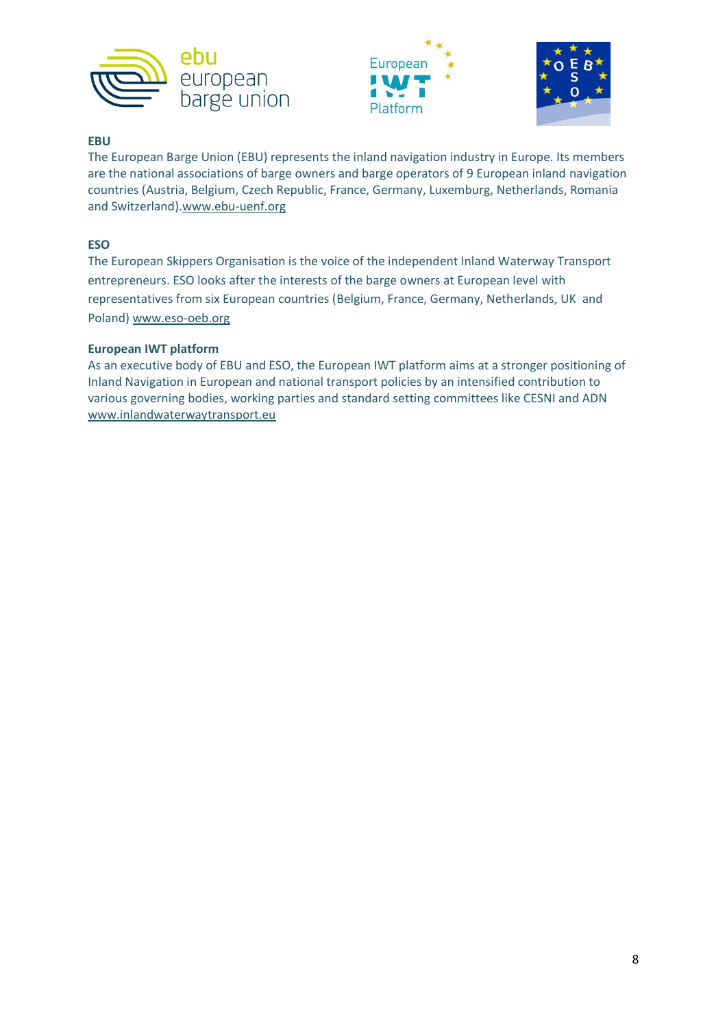**EBU**

The European Barge Union (EBU) represents the inland navigation industry in Europe. Its members are the national associations of barge owners and barge operators of 9 European inland navigation countries (Austria, Belgium, Czech Republic, France, Germany, Luxemburg, Netherlands, Romania and Switzerland).www.ebu-uenf.org

**ESO**

The European Skippers Organisation is the voice of the independent Inland Waterway Transport entrepreneurs. ESO looks after the interests of the barge owners at European level with representatives from six European countries (Belgium, France, Germany, Netherlands, UK and Poland) www.eso-oeb.org

**European IWT platform**

As an executive body of EBU and ESO, the European IWT platform aims at a stronger positioning of Inland Navigation in European and national transport policies by an intensified contribution to various governing bodies, working parties and standard setting committees like CESNI and ADN www.inlandwaterwaytransport.eu